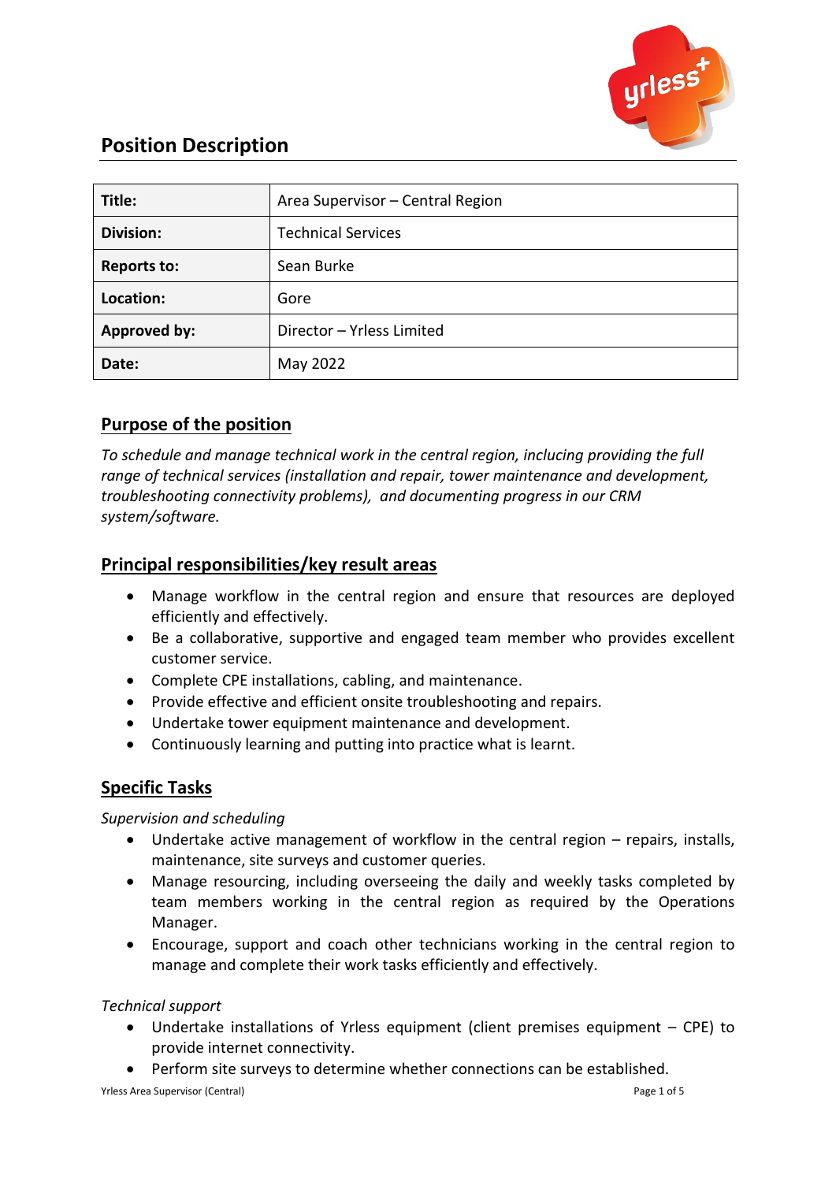# Position Description

| Title: | Area Supervisor – Central Region |
|---|---|
| Division: | Technical Services |
| Reports to: | Sean Burke |
| Location: | Gore |
| Approved by: | Director – Yrless Limited |
| Date: | May 2022 |

## Purpose of the position

*To schedule and manage technical work in the central region, inclucing providing the full range of technical services (installation and repair, tower maintenance and development, troubleshooting connectivity problems), and documenting progress in our CRM system/software.*

## Principal responsibilities/key result areas

- Manage workflow in the central region and ensure that resources are deployed efficiently and effectively.
- Be a collaborative, supportive and engaged team member who provides excellent customer service.
- Complete CPE installations, cabling, and maintenance.
- Provide effective and efficient onsite troubleshooting and repairs.
- Undertake tower equipment maintenance and development.
- Continuously learning and putting into practice what is learnt.

## Specific Tasks

*Supervision and scheduling*

- Undertake active management of workflow in the central region – repairs, installs, maintenance, site surveys and customer queries.
- Manage resourcing, including overseeing the daily and weekly tasks completed by team members working in the central region as required by the Operations Manager.
- Encourage, support and coach other technicians working in the central region to manage and complete their work tasks efficiently and effectively.

*Technical support*

- Undertake installations of Yrless equipment (client premises equipment – CPE) to provide internet connectivity.
- Perform site surveys to determine whether connections can be established.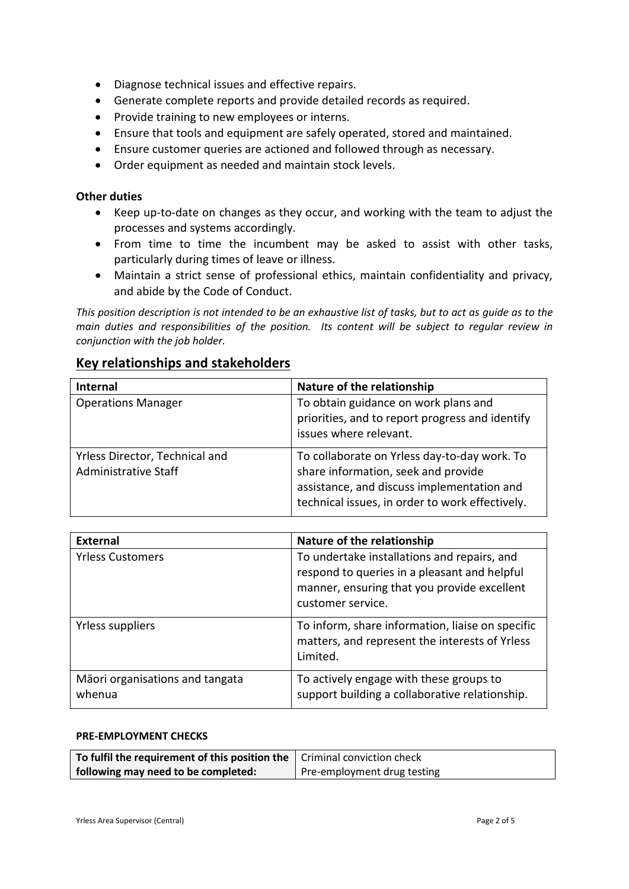- Diagnose technical issues and effective repairs.
- Generate complete reports and provide detailed records as required.
- Provide training to new employees or interns.
- Ensure that tools and equipment are safely operated, stored and maintained.
- Ensure customer queries are actioned and followed through as necessary.
- Order equipment as needed and maintain stock levels.

**Other duties**

- Keep up-to-date on changes as they occur, and working with the team to adjust the processes and systems accordingly.
- From time to time the incumbent may be asked to assist with other tasks, particularly during times of leave or illness.
- Maintain a strict sense of professional ethics, maintain confidentiality and privacy, and abide by the Code of Conduct.

*This position description is not intended to be an exhaustive list of tasks, but to act as guide as to the main duties and responsibilities of the position. Its content will be subject to regular review in conjunction with the job holder.*

## Key relationships and stakeholders

| Internal | Nature of the relationship |
|---|---|
| Operations Manager | To obtain guidance on work plans and priorities, and to report progress and identify issues where relevant. |
| Yrless Director, Technical and Administrative Staff | To collaborate on Yrless day-to-day work. To share information, seek and provide assistance, and discuss implementation and technical issues, in order to work effectively. |

| External | Nature of the relationship |
|---|---|
| Yrless Customers | To undertake installations and repairs, and respond to queries in a pleasant and helpful manner, ensuring that you provide excellent customer service. |
| Yrless suppliers | To inform, share information, liaise on specific matters, and represent the interests of Yrless Limited. |
| Māori organisations and tangata whenua | To actively engage with these groups to support building a collaborative relationship. |

**PRE-EMPLOYMENT CHECKS**

| To fulfil the requirement of this position the following may need to be completed: | Criminal conviction check<br>Pre-employment drug testing |
|---|---|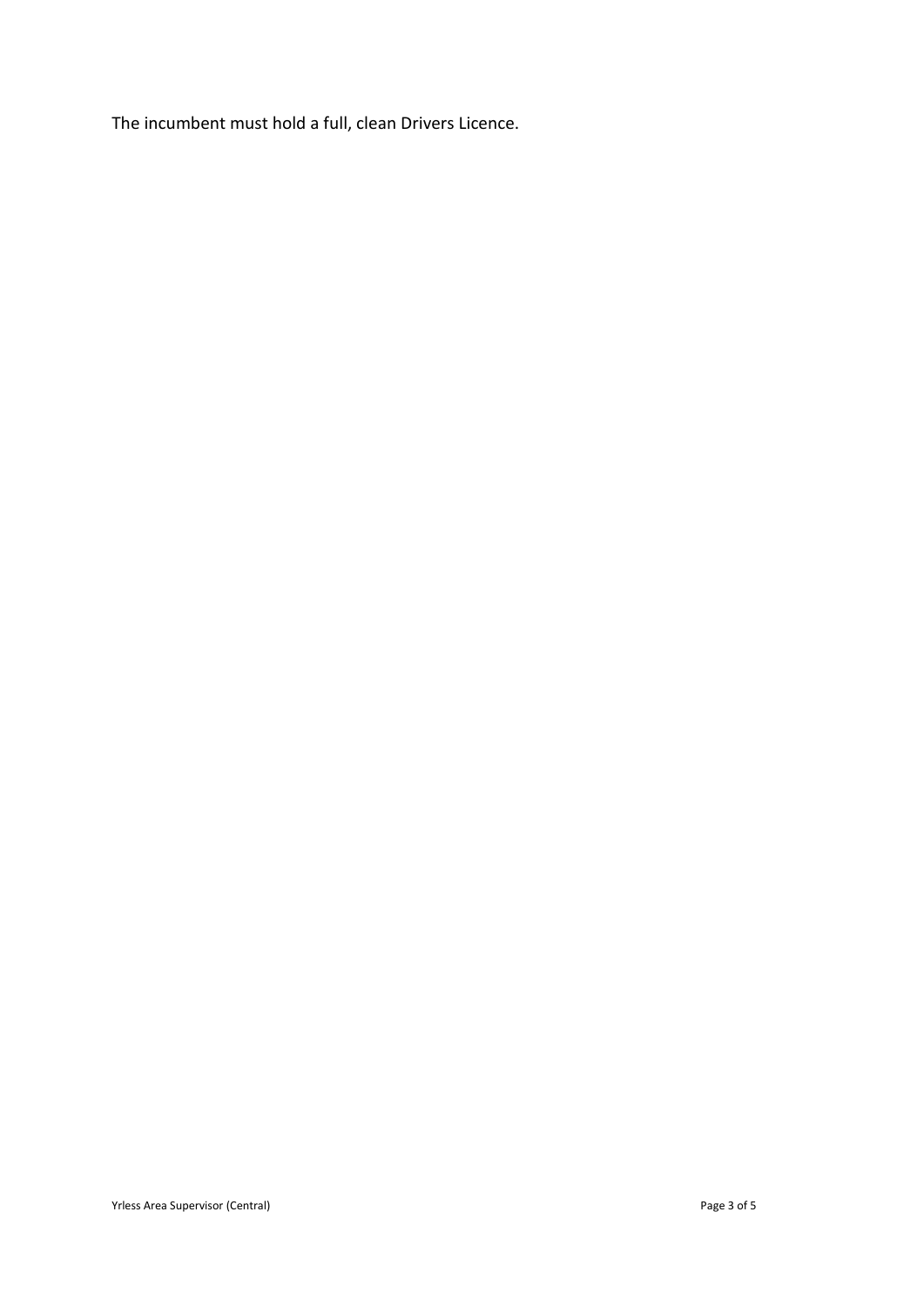The incumbent must hold a full, clean Drivers Licence.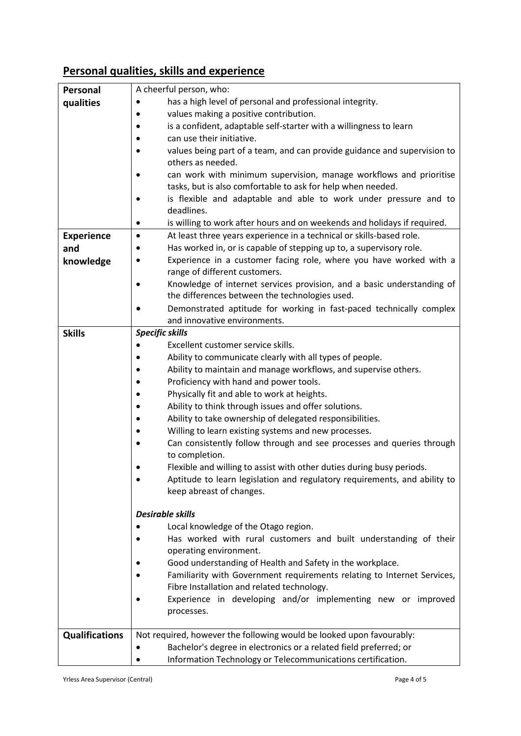## Personal qualities, skills and experience

| | |
|---|---|
| **Personal qualities** | A cheerful person, who:<br>• has a high level of personal and professional integrity.<br>• values making a positive contribution.<br>• is a confident, adaptable self-starter with a willingness to learn<br>• can use their initiative.<br>• values being part of a team, and can provide guidance and supervision to others as needed.<br>• can work with minimum supervision, manage workflows and prioritise tasks, but is also comfortable to ask for help when needed.<br>• is flexible and adaptable and able to work under pressure and to deadlines.<br>• is willing to work after hours and on weekends and holidays if required. |
| **Experience and knowledge** | • At least three years experience in a technical or skills-based role.<br>• Has worked in, or is capable of stepping up to, a supervisory role.<br>• Experience in a customer facing role, where you have worked with a range of different customers.<br>• Knowledge of internet services provision, and a basic understanding of the differences between the technologies used.<br>• Demonstrated aptitude for working in fast-paced technically complex and innovative environments. |
| **Skills** | ***Specific skills***<br>• Excellent customer service skills.<br>• Ability to communicate clearly with all types of people.<br>• Ability to maintain and manage workflows, and supervise others.<br>• Proficiency with hand and power tools.<br>• Physically fit and able to work at heights.<br>• Ability to think through issues and offer solutions.<br>• Ability to take ownership of delegated responsibilities.<br>• Willing to learn existing systems and new processes.<br>• Can consistently follow through and see processes and queries through to completion.<br>• Flexible and willing to assist with other duties during busy periods.<br>• Aptitude to learn legislation and regulatory requirements, and ability to keep abreast of changes.<br><br>***Desirable skills***<br>• Local knowledge of the Otago region.<br>• Has worked with rural customers and built understanding of their operating environment.<br>• Good understanding of Health and Safety in the workplace.<br>• Familiarity with Government requirements relating to Internet Services, Fibre Installation and related technology.<br>• Experience in developing and/or implementing new or improved processes. |
| **Qualifications** | Not required, however the following would be looked upon favourably:<br>• Bachelor's degree in electronics or a related field preferred; or<br>• Information Technology or Telecommunications certification. |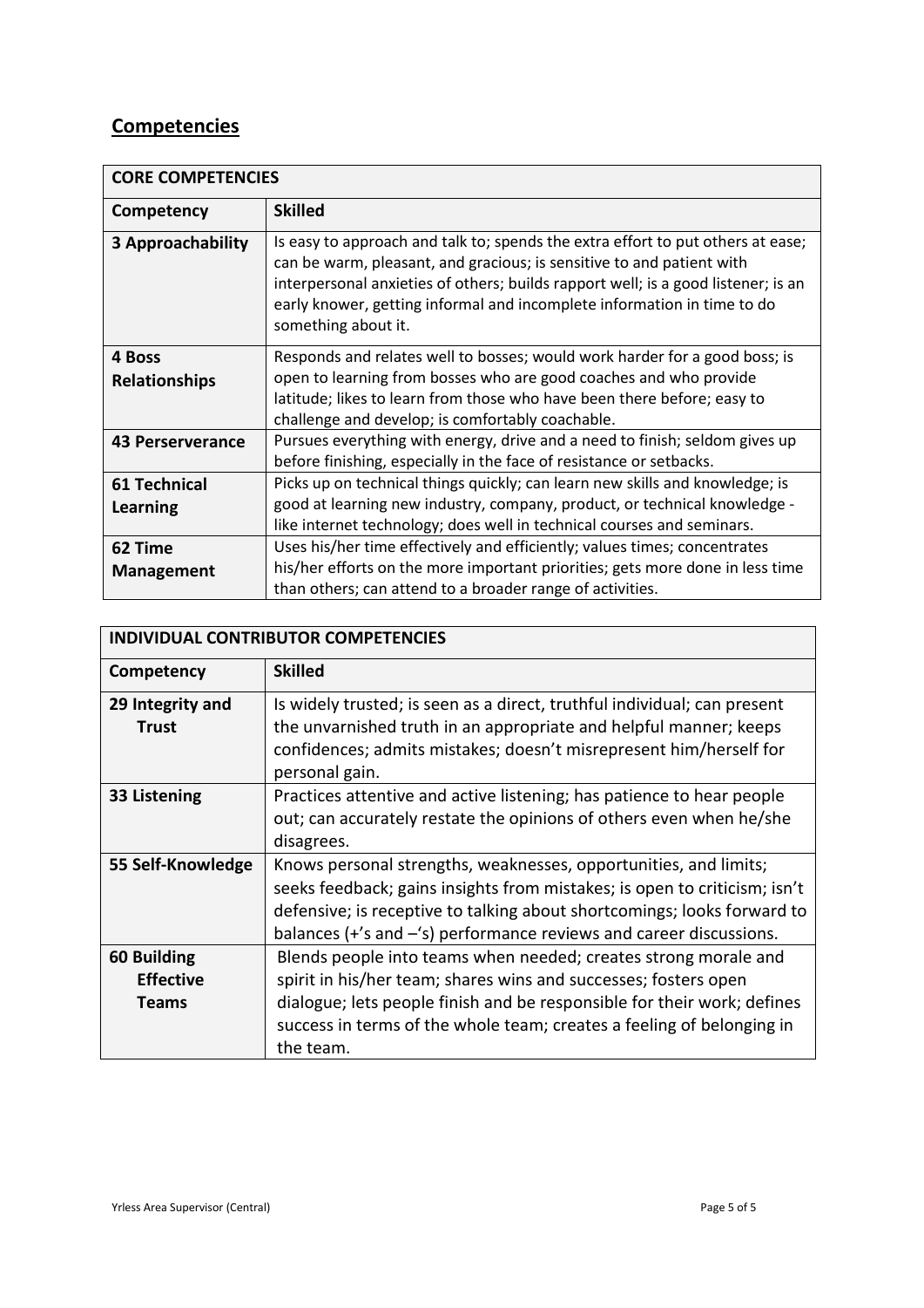## Competencies

| CORE COMPETENCIES | |
|---|---|
| **Competency** | **Skilled** |
| **3 Approachability** | Is easy to approach and talk to; spends the extra effort to put others at ease; can be warm, pleasant, and gracious; is sensitive to and patient with interpersonal anxieties of others; builds rapport well; is a good listener; is an early knower, getting informal and incomplete information in time to do something about it. |
| **4 Boss Relationships** | Responds and relates well to bosses; would work harder for a good boss; is open to learning from bosses who are good coaches and who provide latitude; likes to learn from those who have been there before; easy to challenge and develop; is comfortably coachable. |
| **43 Perserverance** | Pursues everything with energy, drive and a need to finish; seldom gives up before finishing, especially in the face of resistance or setbacks. |
| **61 Technical Learning** | Picks up on technical things quickly; can learn new skills and knowledge; is good at learning new industry, company, product, or technical knowledge - like internet technology; does well in technical courses and seminars. |
| **62 Time Management** | Uses his/her time effectively and efficiently; values times; concentrates his/her efforts on the more important priorities; gets more done in less time than others; can attend to a broader range of activities. |

| INDIVIDUAL CONTRIBUTOR COMPETENCIES | |
|---|---|
| **Competency** | **Skilled** |
| **29 Integrity and Trust** | Is widely trusted; is seen as a direct, truthful individual; can present the unvarnished truth in an appropriate and helpful manner; keeps confidences; admits mistakes; doesn't misrepresent him/herself for personal gain. |
| **33 Listening** | Practices attentive and active listening; has patience to hear people out; can accurately restate the opinions of others even when he/she disagrees. |
| **55 Self-Knowledge** | Knows personal strengths, weaknesses, opportunities, and limits; seeks feedback; gains insights from mistakes; is open to criticism; isn't defensive; is receptive to talking about shortcomings; looks forward to balances (+'s and –'s) performance reviews and career discussions. |
| **60 Building Effective Teams** | Blends people into teams when needed; creates strong morale and spirit in his/her team; shares wins and successes; fosters open dialogue; lets people finish and be responsible for their work; defines success in terms of the whole team; creates a feeling of belonging in the team. |